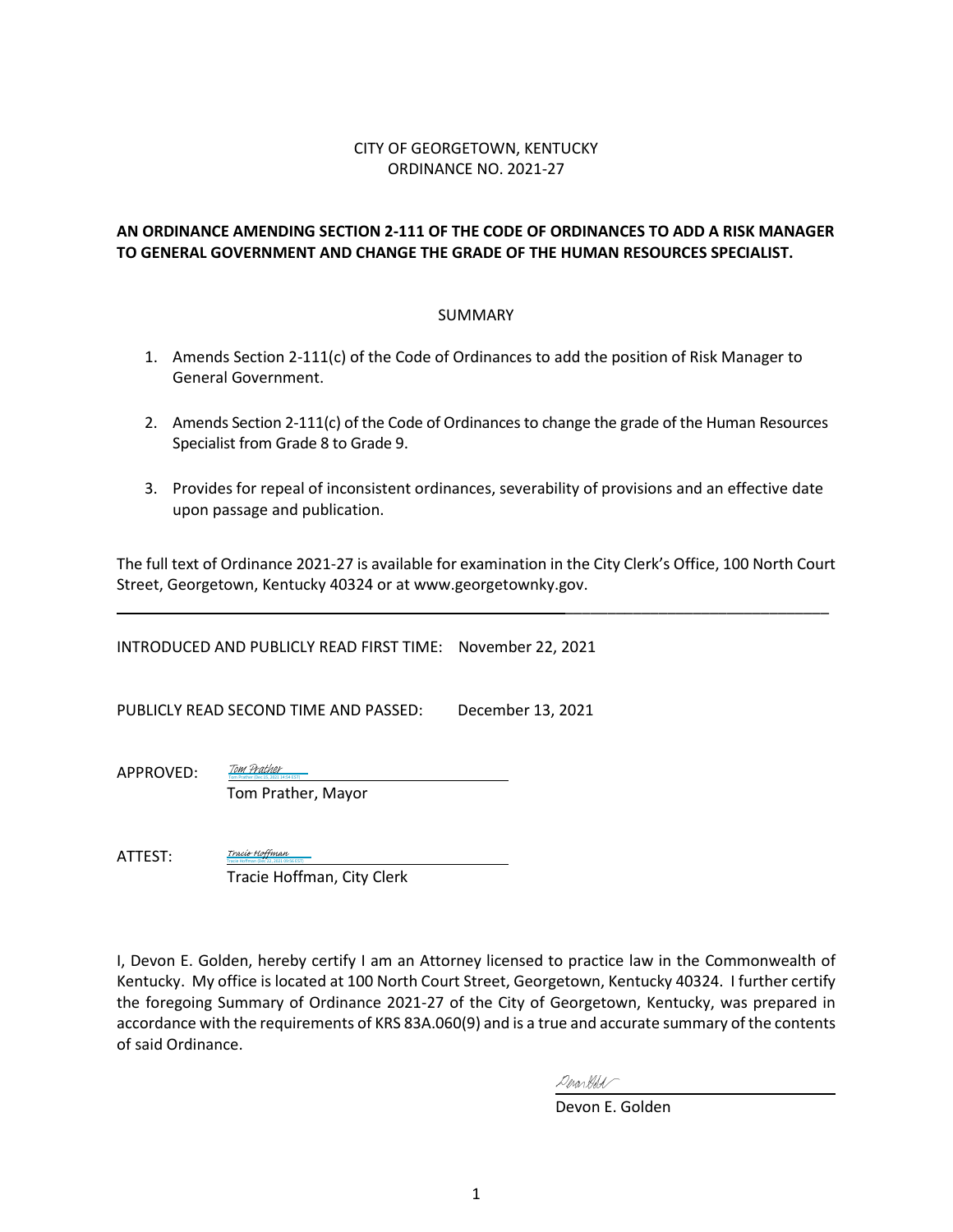CITY OF GEORGETOWN, KENTUCKY
ORDINANCE NO. 2021-27

**AN ORDINANCE AMENDING SECTION 2-111 OF THE CODE OF ORDINANCES TO ADD A RISK MANAGER TO GENERAL GOVERNMENT AND CHANGE THE GRADE OF THE HUMAN RESOURCES SPECIALIST.**

SUMMARY

1. Amends Section 2-111(c) of the Code of Ordinances to add the position of Risk Manager to General Government.

2. Amends Section 2-111(c) of the Code of Ordinances to change the grade of the Human Resources Specialist from Grade 8 to Grade 9.

3. Provides for repeal of inconsistent ordinances, severability of provisions and an effective date upon passage and publication.

The full text of Ordinance 2021-27 is available for examination in the City Clerk's Office, 100 North Court Street, Georgetown, Kentucky 40324 or at www.georgetownky.gov.

---

INTRODUCED AND PUBLICLY READ FIRST TIME: November 22, 2021

PUBLICLY READ SECOND TIME AND PASSED: December 13, 2021

APPROVED: *Tom Prather*
Tom Prather, Mayor

ATTEST: *Tracie Hoffman*
Tracie Hoffman, City Clerk

I, Devon E. Golden, hereby certify I am an Attorney licensed to practice law in the Commonwealth of Kentucky. My office is located at 100 North Court Street, Georgetown, Kentucky 40324. I further certify the foregoing Summary of Ordinance 2021-27 of the City of Georgetown, Kentucky, was prepared in accordance with the requirements of KRS 83A.060(9) and is a true and accurate summary of the contents of said Ordinance.

Devon E. Golden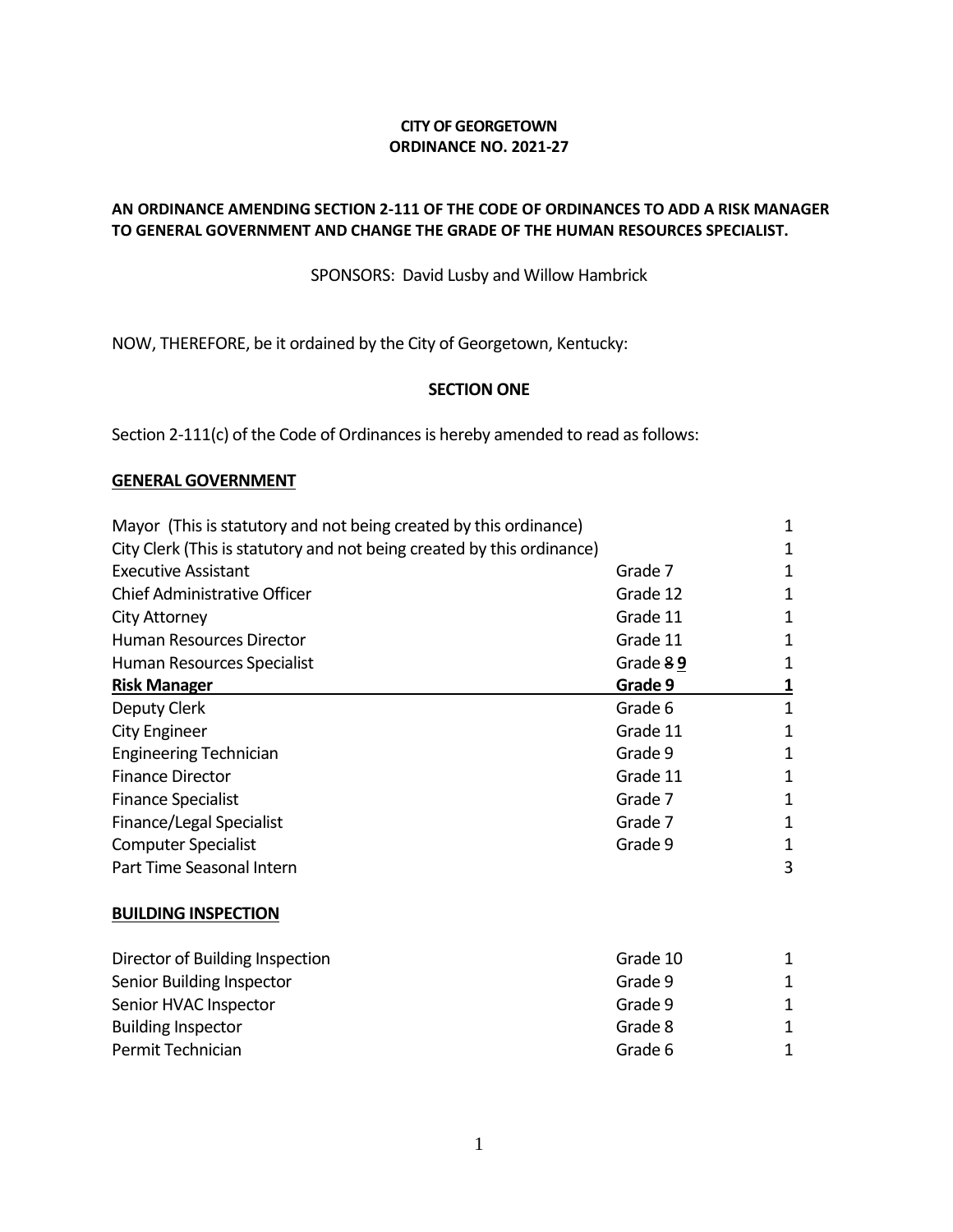**CITY OF GEORGETOWN**
**ORDINANCE NO. 2021-27**

**AN ORDINANCE AMENDING SECTION 2-111 OF THE CODE OF ORDINANCES TO ADD A RISK MANAGER TO GENERAL GOVERNMENT AND CHANGE THE GRADE OF THE HUMAN RESOURCES SPECIALIST.**

SPONSORS: David Lusby and Willow Hambrick

NOW, THEREFORE, be it ordained by the City of Georgetown, Kentucky:

**SECTION ONE**

Section 2-111(c) of the Code of Ordinances is hereby amended to read as follows:

**GENERAL GOVERNMENT**

| | | |
|---|---|---|
| Mayor (This is statutory and not being created by this ordinance) | | 1 |
| City Clerk (This is statutory and not being created by this ordinance) | | 1 |
| Executive Assistant | Grade 7 | 1 |
| Chief Administrative Officer | Grade 12 | 1 |
| City Attorney | Grade 11 | 1 |
| Human Resources Director | Grade 11 | 1 |
| Human Resources Specialist | Grade ~~8~~ **9** | 1 |
| **Risk Manager** | **Grade 9** | **1** |
| Deputy Clerk | Grade 6 | 1 |
| City Engineer | Grade 11 | 1 |
| Engineering Technician | Grade 9 | 1 |
| Finance Director | Grade 11 | 1 |
| Finance Specialist | Grade 7 | 1 |
| Finance/Legal Specialist | Grade 7 | 1 |
| Computer Specialist | Grade 9 | 1 |
| Part Time Seasonal Intern | | 3 |

**BUILDING INSPECTION**

| | | |
|---|---|---|
| Director of Building Inspection | Grade 10 | 1 |
| Senior Building Inspector | Grade 9 | 1 |
| Senior HVAC Inspector | Grade 9 | 1 |
| Building Inspector | Grade 8 | 1 |
| Permit Technician | Grade 6 | 1 |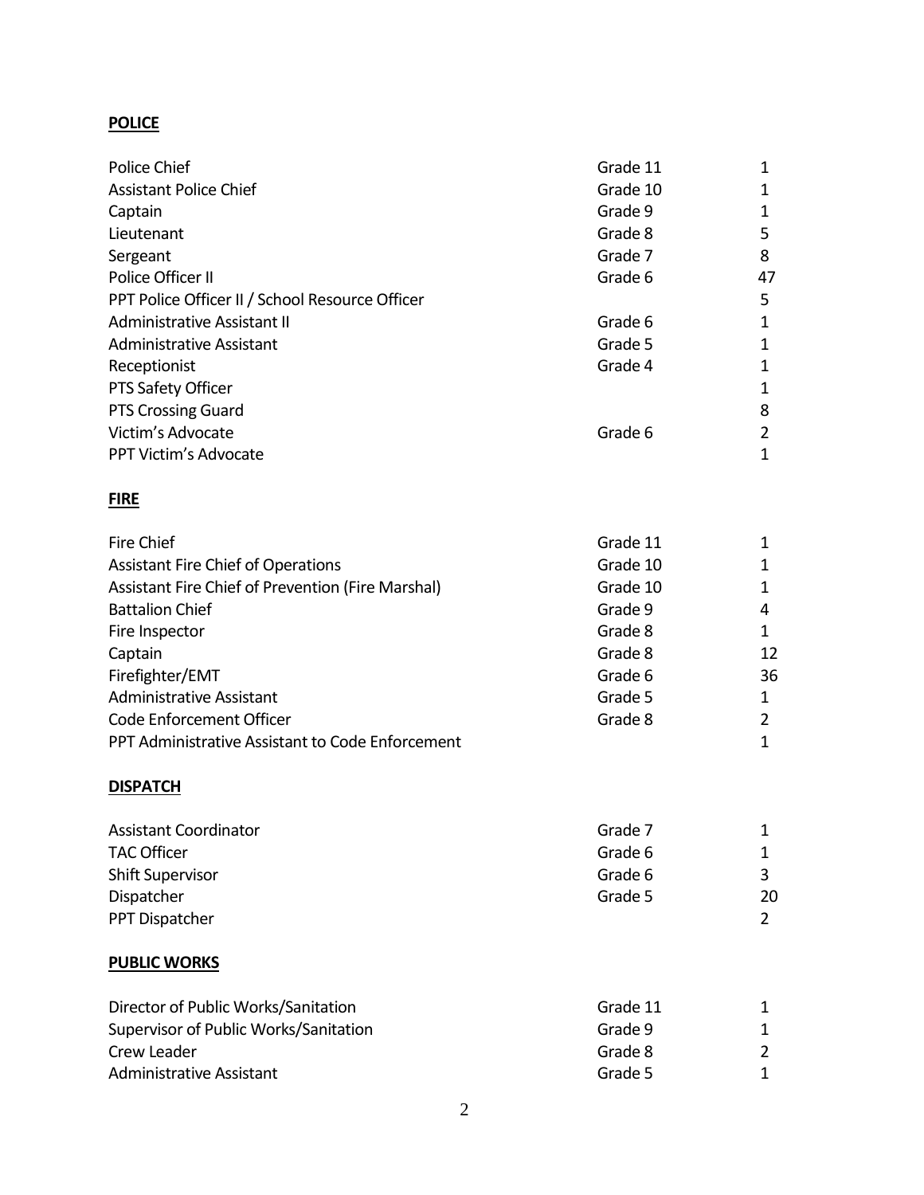**POLICE**

| | | |
|---|---|---|
| Police Chief | Grade 11 | 1 |
| Assistant Police Chief | Grade 10 | 1 |
| Captain | Grade 9 | 1 |
| Lieutenant | Grade 8 | 5 |
| Sergeant | Grade 7 | 8 |
| Police Officer II | Grade 6 | 47 |
| PPT Police Officer II / School Resource Officer | | 5 |
| Administrative Assistant II | Grade 6 | 1 |
| Administrative Assistant | Grade 5 | 1 |
| Receptionist | Grade 4 | 1 |
| PTS Safety Officer | | 1 |
| PTS Crossing Guard | | 8 |
| Victim's Advocate | Grade 6 | 2 |
| PPT Victim's Advocate | | 1 |

**FIRE**

| | | |
|---|---|---|
| Fire Chief | Grade 11 | 1 |
| Assistant Fire Chief of Operations | Grade 10 | 1 |
| Assistant Fire Chief of Prevention (Fire Marshal) | Grade 10 | 1 |
| Battalion Chief | Grade 9 | 4 |
| Fire Inspector | Grade 8 | 1 |
| Captain | Grade 8 | 12 |
| Firefighter/EMT | Grade 6 | 36 |
| Administrative Assistant | Grade 5 | 1 |
| Code Enforcement Officer | Grade 8 | 2 |
| PPT Administrative Assistant to Code Enforcement | | 1 |

**DISPATCH**

| | | |
|---|---|---|
| Assistant Coordinator | Grade 7 | 1 |
| TAC Officer | Grade 6 | 1 |
| Shift Supervisor | Grade 6 | 3 |
| Dispatcher | Grade 5 | 20 |
| PPT Dispatcher | | 2 |

**PUBLIC WORKS**

| | | |
|---|---|---|
| Director of Public Works/Sanitation | Grade 11 | 1 |
| Supervisor of Public Works/Sanitation | Grade 9 | 1 |
| Crew Leader | Grade 8 | 2 |
| Administrative Assistant | Grade 5 | 1 |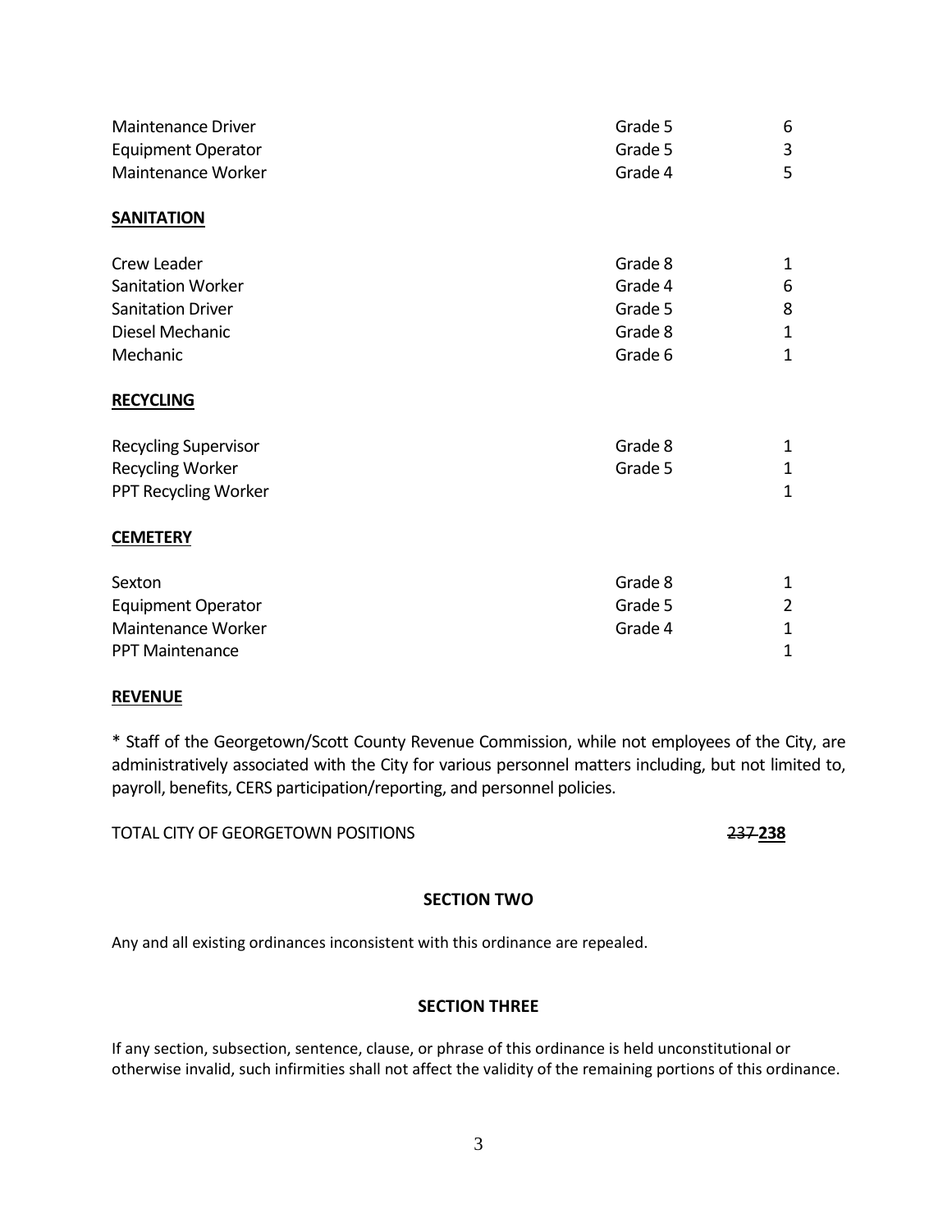| | | |
|---|---|---|
| Maintenance Driver | Grade 5 | 6 |
| Equipment Operator | Grade 5 | 3 |
| Maintenance Worker | Grade 4 | 5 |

**SANITATION**

| | | |
|---|---|---|
| Crew Leader | Grade 8 | 1 |
| Sanitation Worker | Grade 4 | 6 |
| Sanitation Driver | Grade 5 | 8 |
| Diesel Mechanic | Grade 8 | 1 |
| Mechanic | Grade 6 | 1 |

**RECYCLING**

| | | |
|---|---|---|
| Recycling Supervisor | Grade 8 | 1 |
| Recycling Worker | Grade 5 | 1 |
| PPT Recycling Worker | | 1 |

**CEMETERY**

| | | |
|---|---|---|
| Sexton | Grade 8 | 1 |
| Equipment Operator | Grade 5 | 2 |
| Maintenance Worker | Grade 4 | 1 |
| PPT Maintenance | | 1 |

**REVENUE**

* Staff of the Georgetown/Scott County Revenue Commission, while not employees of the City, are administratively associated with the City for various personnel matters including, but not limited to, payroll, benefits, CERS participation/reporting, and personnel policies.

TOTAL CITY OF GEORGETOWN POSITIONS ~~237~~ **238**

**SECTION TWO**

Any and all existing ordinances inconsistent with this ordinance are repealed.

**SECTION THREE**

If any section, subsection, sentence, clause, or phrase of this ordinance is held unconstitutional or otherwise invalid, such infirmities shall not affect the validity of the remaining portions of this ordinance.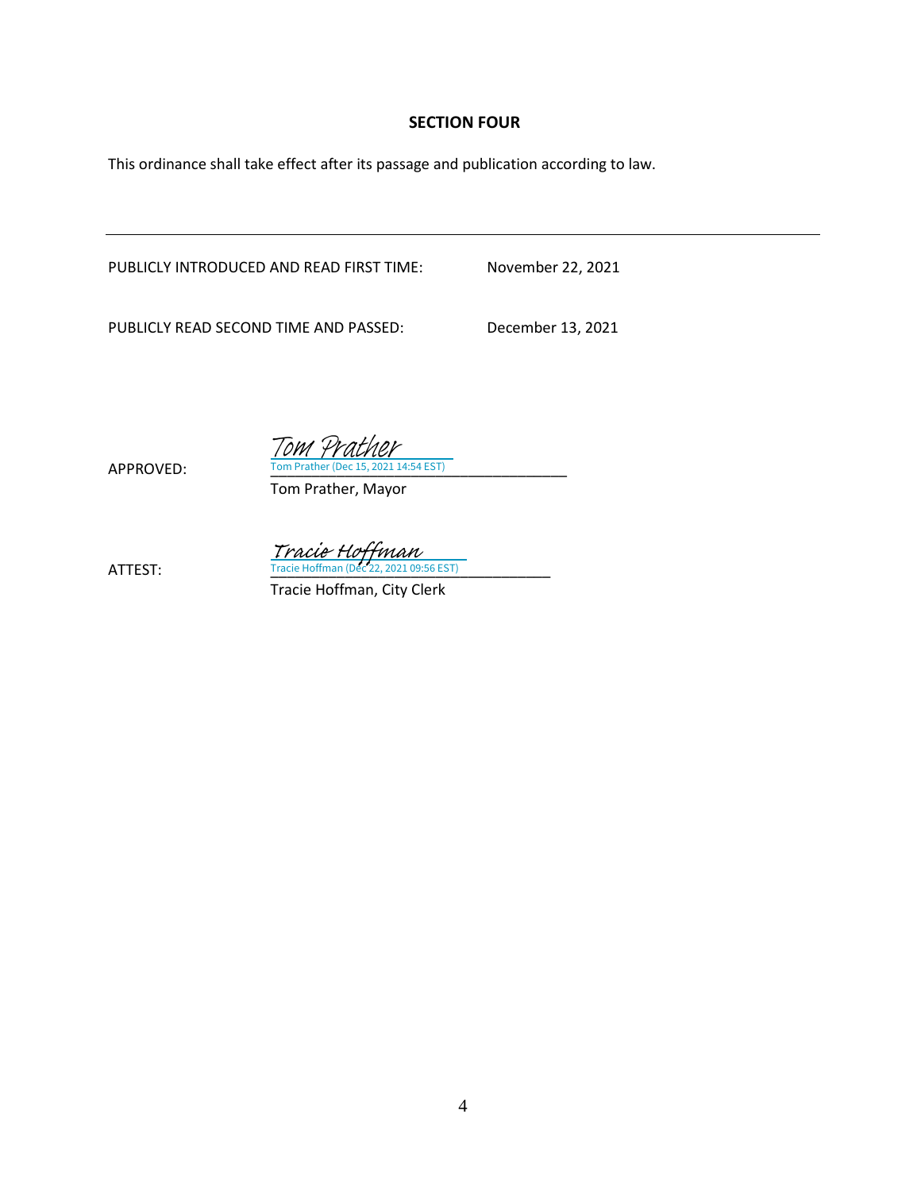## SECTION FOUR

This ordinance shall take effect after its passage and publication according to law.

---

PUBLICLY INTRODUCED AND READ FIRST TIME: November 22, 2021

PUBLICLY READ SECOND TIME AND PASSED: December 13, 2021

APPROVED: Tom Prather
Tom Prather (Dec 15, 2021 14:54 EST)
Tom Prather, Mayor

ATTEST: Tracie Hoffman
Tracie Hoffman (Dec 22, 2021 09:56 EST)
Tracie Hoffman, City Clerk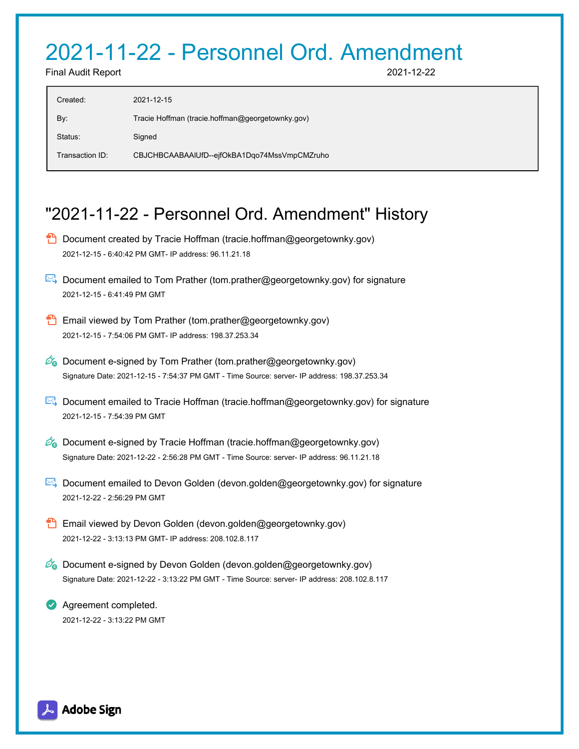# 2021-11-22 - Personnel Ord. Amendment

Final Audit Report 2021-12-22

| | |
|---|---|
| Created: | 2021-12-15 |
| By: | Tracie Hoffman (tracie.hoffman@georgetownky.gov) |
| Status: | Signed |
| Transaction ID: | CBJCHBCAABAAlUfD--ejfOkBA1Dqo74MssVmpCMZruho |

## "2021-11-22 - Personnel Ord. Amendment" History

Document created by Tracie Hoffman (tracie.hoffman@georgetownky.gov)
2021-12-15 - 6:40:42 PM GMT- IP address: 96.11.21.18

Document emailed to Tom Prather (tom.prather@georgetownky.gov) for signature
2021-12-15 - 6:41:49 PM GMT

Email viewed by Tom Prather (tom.prather@georgetownky.gov)
2021-12-15 - 7:54:06 PM GMT- IP address: 198.37.253.34

Document e-signed by Tom Prather (tom.prather@georgetownky.gov)
Signature Date: 2021-12-15 - 7:54:37 PM GMT - Time Source: server- IP address: 198.37.253.34

Document emailed to Tracie Hoffman (tracie.hoffman@georgetownky.gov) for signature
2021-12-15 - 7:54:39 PM GMT

Document e-signed by Tracie Hoffman (tracie.hoffman@georgetownky.gov)
Signature Date: 2021-12-22 - 2:56:28 PM GMT - Time Source: server- IP address: 96.11.21.18

Document emailed to Devon Golden (devon.golden@georgetownky.gov) for signature
2021-12-22 - 2:56:29 PM GMT

Email viewed by Devon Golden (devon.golden@georgetownky.gov)
2021-12-22 - 3:13:13 PM GMT- IP address: 208.102.8.117

Document e-signed by Devon Golden (devon.golden@georgetownky.gov)
Signature Date: 2021-12-22 - 3:13:22 PM GMT - Time Source: server- IP address: 208.102.8.117

Agreement completed.
2021-12-22 - 3:13:22 PM GMT

Adobe Sign